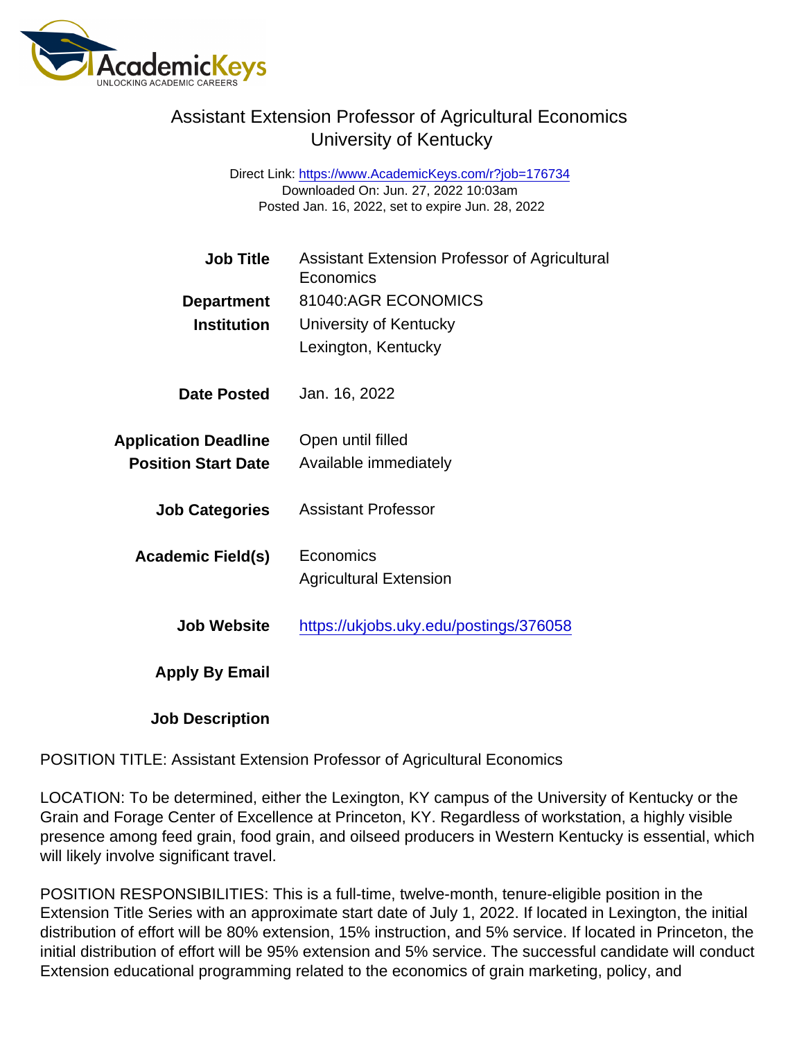# Assistant Extension Professor of Agricultural Economics
## University of Kentucky

Direct Link: https://www.AcademicKeys.com/r?job=176734
Downloaded On: Jun. 27, 2022 10:03am
Posted Jan. 16, 2022, set to expire Jun. 28, 2022

| | |
|---|---|
| **Job Title** | Assistant Extension Professor of Agricultural Economics |
| **Department** | 81040:AGR ECONOMICS |
| **Institution** | University of Kentucky<br>Lexington, Kentucky |
| **Date Posted** | Jan. 16, 2022 |
| **Application Deadline** | Open until filled |
| **Position Start Date** | Available immediately |
| **Job Categories** | Assistant Professor |
| **Academic Field(s)** | Economics<br>Agricultural Extension |
| **Job Website** | https://ukjobs.uky.edu/postings/376058 |
| **Apply By Email** | |
| **Job Description** | |

POSITION TITLE: Assistant Extension Professor of Agricultural Economics

LOCATION: To be determined, either the Lexington, KY campus of the University of Kentucky or the Grain and Forage Center of Excellence at Princeton, KY. Regardless of workstation, a highly visible presence among feed grain, food grain, and oilseed producers in Western Kentucky is essential, which will likely involve significant travel.

POSITION RESPONSIBILITIES: This is a full-time, twelve-month, tenure-eligible position in the Extension Title Series with an approximate start date of July 1, 2022. If located in Lexington, the initial distribution of effort will be 80% extension, 15% instruction, and 5% service. If located in Princeton, the initial distribution of effort will be 95% extension and 5% service. The successful candidate will conduct Extension educational programming related to the economics of grain marketing, policy, and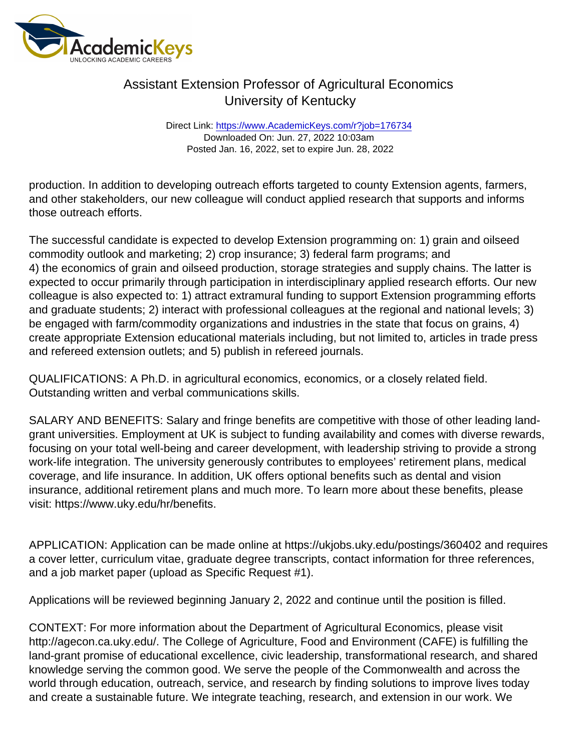production. In addition to developing outreach efforts targeted to county Extension agents, farmers, and other stakeholders, our new colleague will conduct applied research that supports and informs those outreach efforts.

The successful candidate is expected to develop Extension programming on: 1) grain and oilseed commodity outlook and marketing; 2) crop insurance; 3) federal farm programs; and 4) the economics of grain and oilseed production, storage strategies and supply chains. The latter is expected to occur primarily through participation in interdisciplinary applied research efforts. Our new colleague is also expected to: 1) attract extramural funding to support Extension programming efforts and graduate students; 2) interact with professional colleagues at the regional and national levels; 3) be engaged with farm/commodity organizations and industries in the state that focus on grains, 4) create appropriate Extension educational materials including, but not limited to, articles in trade press and refereed extension outlets; and 5) publish in refereed journals.

QUALIFICATIONS: A Ph.D. in agricultural economics, economics, or a closely related field. Outstanding written and verbal communications skills.

SALARY AND BENEFITS: Salary and fringe benefits are competitive with those of other leading land-grant universities. Employment at UK is subject to funding availability and comes with diverse rewards, focusing on your total well-being and career development, with leadership striving to provide a strong work-life integration. The university generously contributes to employees' retirement plans, medical coverage, and life insurance. In addition, UK offers optional benefits such as dental and vision insurance, additional retirement plans and much more. To learn more about these benefits, please visit: https://www.uky.edu/hr/benefits.

APPLICATION: Application can be made online at https://ukjobs.uky.edu/postings/360402 and requires a cover letter, curriculum vitae, graduate degree transcripts, contact information for three references, and a job market paper (upload as Specific Request #1).

Applications will be reviewed beginning January 2, 2022 and continue until the position is filled.

CONTEXT: For more information about the Department of Agricultural Economics, please visit http://agecon.ca.uky.edu/. The College of Agriculture, Food and Environment (CAFE) is fulfilling the land-grant promise of educational excellence, civic leadership, transformational research, and shared knowledge serving the common good. We serve the people of the Commonwealth and across the world through education, outreach, service, and research by finding solutions to improve lives today and create a sustainable future. We integrate teaching, research, and extension in our work. We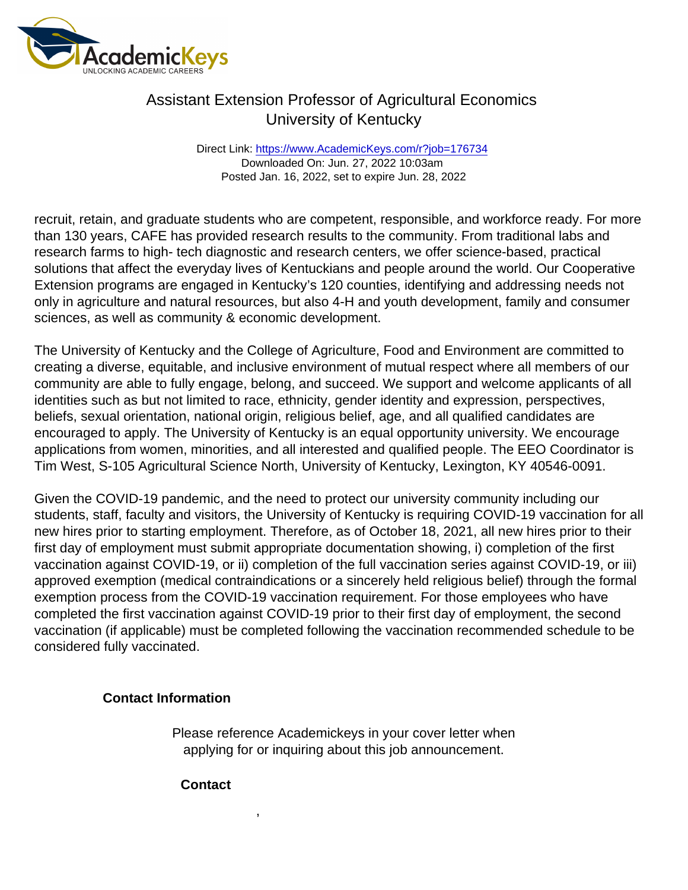recruit, retain, and graduate students who are competent, responsible, and workforce ready. For more than 130 years, CAFE has provided research results to the community. From traditional labs and research farms to high- tech diagnostic and research centers, we offer science-based, practical solutions that affect the everyday lives of Kentuckians and people around the world. Our Cooperative Extension programs are engaged in Kentucky's 120 counties, identifying and addressing needs not only in agriculture and natural resources, but also 4-H and youth development, family and consumer sciences, as well as community & economic development.

The University of Kentucky and the College of Agriculture, Food and Environment are committed to creating a diverse, equitable, and inclusive environment of mutual respect where all members of our community are able to fully engage, belong, and succeed. We support and welcome applicants of all identities such as but not limited to race, ethnicity, gender identity and expression, perspectives, beliefs, sexual orientation, national origin, religious belief, age, and all qualified candidates are encouraged to apply. The University of Kentucky is an equal opportunity university. We encourage applications from women, minorities, and all interested and qualified people. The EEO Coordinator is Tim West, S-105 Agricultural Science North, University of Kentucky, Lexington, KY 40546-0091.

Given the COVID-19 pandemic, and the need to protect our university community including our students, staff, faculty and visitors, the University of Kentucky is requiring COVID-19 vaccination for all new hires prior to starting employment. Therefore, as of October 18, 2021, all new hires prior to their first day of employment must submit appropriate documentation showing, i) completion of the first vaccination against COVID-19, or ii) completion of the full vaccination series against COVID-19, or iii) approved exemption (medical contraindications or a sincerely held religious belief) through the formal exemption process from the COVID-19 vaccination requirement. For those employees who have completed the first vaccination against COVID-19 prior to their first day of employment, the second vaccination (if applicable) must be completed following the vaccination recommended schedule to be considered fully vaccinated.

## Contact Information

Please reference Academickeys in your cover letter when applying for or inquiring about this job announcement.

### Contact

,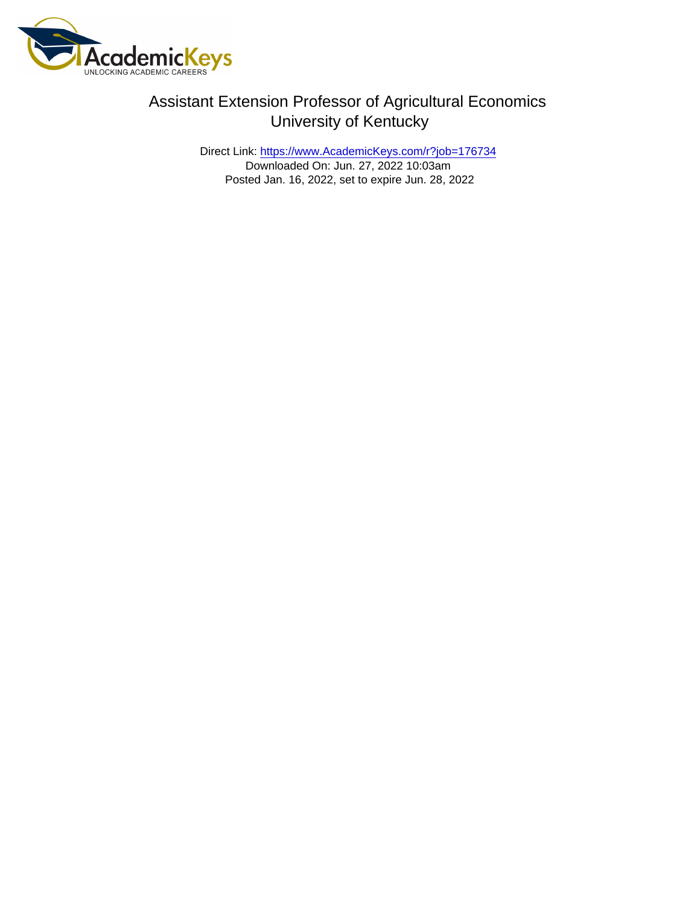Assistant Extension Professor of Agricultural Economics
University of Kentucky

Direct Link: https://www.AcademicKeys.com/r?job=176734
Downloaded On: Jun. 27, 2022 10:03am
Posted Jan. 16, 2022, set to expire Jun. 28, 2022